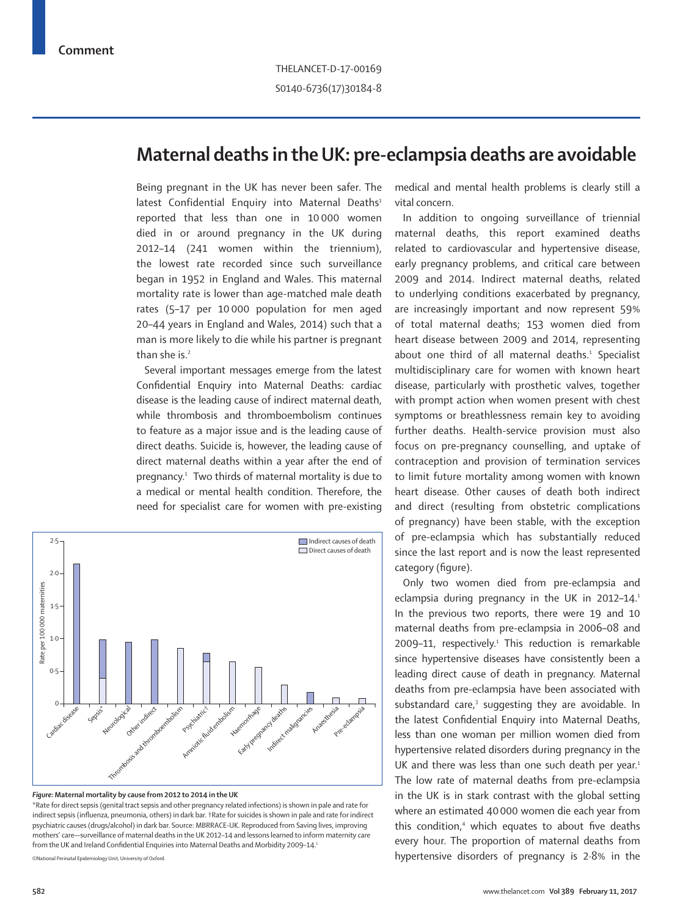Comment

THELANCET-D-17-00169

S0140-6736(17)30184-8

# Maternal deaths in the UK: pre-eclampsia deaths are avoidable

Being pregnant in the UK has never been safer. The latest Confidential Enquiry into Maternal Deaths[1] reported that less than one in 10 000 women died in or around pregnancy in the UK during 2012–14 (241 women within the triennium), the lowest rate recorded since such surveillance began in 1952 in England and Wales. This maternal mortality rate is lower than age-matched male death rates (5–17 per 10 000 population for men aged 20–44 years in England and Wales, 2014) such that a man is more likely to die while his partner is pregnant than she is.[2]

Several important messages emerge from the latest Confidential Enquiry into Maternal Deaths: cardiac disease is the leading cause of indirect maternal death, while thrombosis and thromboembolism continues to feature as a major issue and is the leading cause of direct deaths. Suicide is, however, the leading cause of direct maternal deaths within a year after the end of pregnancy.[1] Two thirds of maternal mortality is due to a medical or mental health condition. Therefore, the need for specialist care for women with pre-existing medical and mental health problems is clearly still a vital concern.

**Figure:** **Maternal mortality by cause from 2012 to 2014 in the UK**

*Rate for direct sepsis (genital tract sepsis and other pregnancy related infections) is shown in pale and rate for indirect sepsis (influenza, pneumonia, others) in dark bar. †Rate for suicides is shown in pale and rate for indirect psychiatric causes (drugs/alcohol) in dark bar. Source: MBRRACE-UK. Reproduced from Saving lives, improving mothers' care—surveillance of maternal deaths in the UK 2012–14 and lessons learned to inform maternity care from the UK and Ireland Confidential Enquiries into Maternal Deaths and Morbidity 2009–14.[1]

©National Perinatal Epidemiology Unit, University of Oxford.

In addition to ongoing surveillance of triennial maternal deaths, this report examined deaths related to cardiovascular and hypertensive disease, early pregnancy problems, and critical care between 2009 and 2014. Indirect maternal deaths, related to underlying conditions exacerbated by pregnancy, are increasingly important and now represent 59% of total maternal deaths; 153 women died from heart disease between 2009 and 2014, representing about one third of all maternal deaths.[1] Specialist multidisciplinary care for women with known heart disease, particularly with prosthetic valves, together with prompt action when women present with chest symptoms or breathlessness remain key to avoiding further deaths. Health-service provision must also focus on pre-pregnancy counselling, and uptake of contraception and provision of termination services to limit future mortality among women with known heart disease. Other causes of death both indirect and direct (resulting from obstetric complications of pregnancy) have been stable, with the exception of pre-eclampsia which has substantially reduced since the last report and is now the least represented category (figure).

Only two women died from pre-eclampsia and eclampsia during pregnancy in the UK in 2012–14.[1] In the previous two reports, there were 19 and 10 maternal deaths from pre-eclampsia in 2006–08 and 2009–11, respectively.[1] This reduction is remarkable since hypertensive diseases have consistently been a leading direct cause of death in pregnancy. Maternal deaths from pre-eclampsia have been associated with substandard care,[3] suggesting they are avoidable. In the latest Confidential Enquiry into Maternal Deaths, less than one woman per million women died from hypertensive related disorders during pregnancy in the UK and there was less than one such death per year.[1] The low rate of maternal deaths from pre-eclampsia in the UK is in stark contrast with the global setting where an estimated 40 000 women die each year from this condition,[4] which equates to about five deaths every hour. The proportion of maternal deaths from hypertensive disorders of pregnancy is 2·8% in the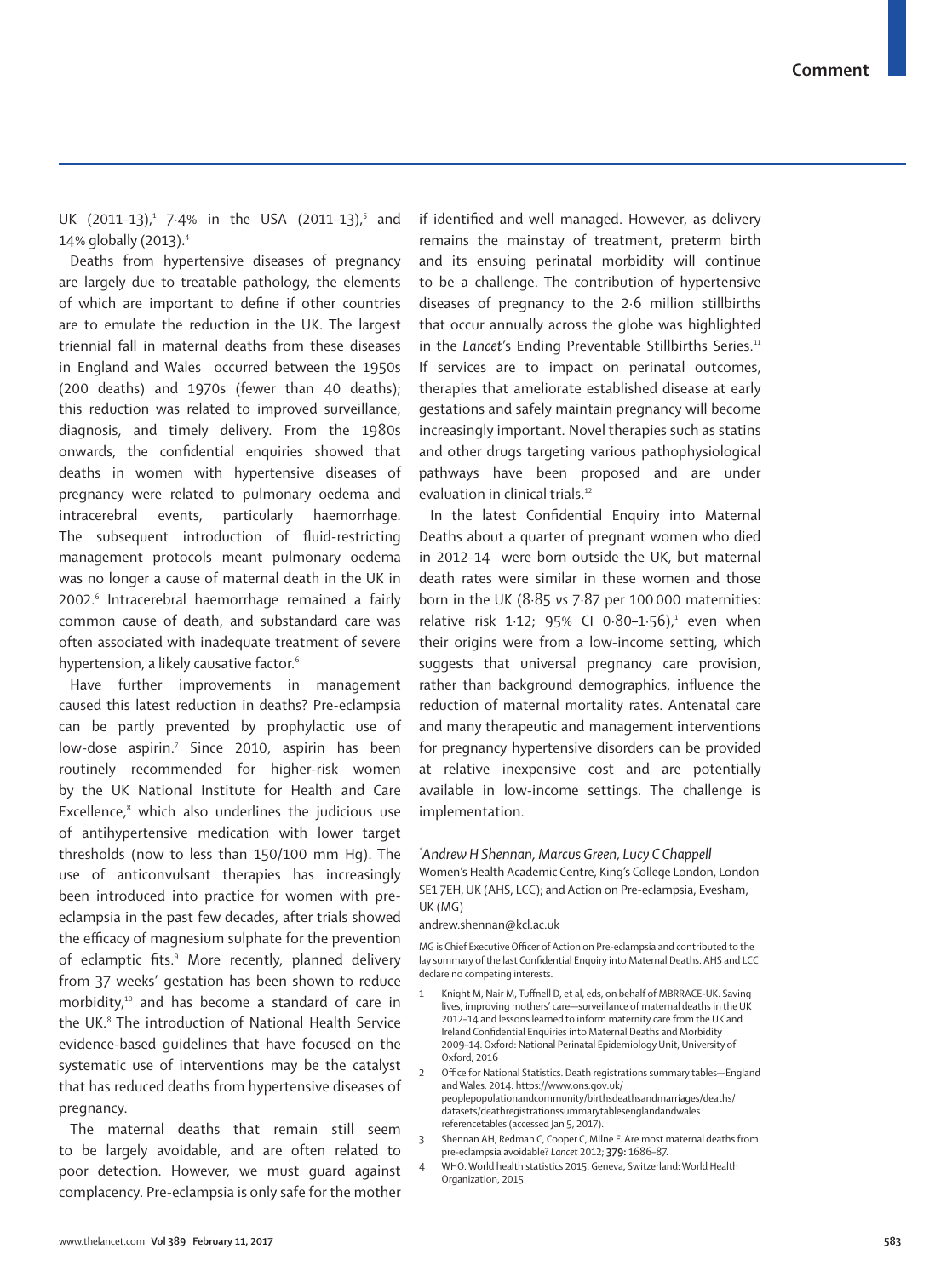UK (2011–13),[1] 7·4% in the USA (2011–13),[5] and 14% globally (2013).[4]

Deaths from hypertensive diseases of pregnancy are largely due to treatable pathology, the elements of which are important to define if other countries are to emulate the reduction in the UK. The largest triennial fall in maternal deaths from these diseases in England and Wales occurred between the 1950s (200 deaths) and 1970s (fewer than 40 deaths); this reduction was related to improved surveillance, diagnosis, and timely delivery. From the 1980s onwards, the confidential enquiries showed that deaths in women with hypertensive diseases of pregnancy were related to pulmonary oedema and intracerebral events, particularly haemorrhage. The subsequent introduction of fluid-restricting management protocols meant pulmonary oedema was no longer a cause of maternal death in the UK in 2002.[6] Intracerebral haemorrhage remained a fairly common cause of death, and substandard care was often associated with inadequate treatment of severe hypertension, a likely causative factor.[6]

Have further improvements in management caused this latest reduction in deaths? Pre-eclampsia can be partly prevented by prophylactic use of low-dose aspirin.[7] Since 2010, aspirin has been routinely recommended for higher-risk women by the UK National Institute for Health and Care Excellence,[8] which also underlines the judicious use of antihypertensive medication with lower target thresholds (now to less than 150/100 mm Hg). The use of anticonvulsant therapies has increasingly been introduced into practice for women with pre-eclampsia in the past few decades, after trials showed the efficacy of magnesium sulphate for the prevention of eclamptic fits.[9] More recently, planned delivery from 37 weeks' gestation has been shown to reduce morbidity,[10] and has become a standard of care in the UK.[8] The introduction of National Health Service evidence-based guidelines that have focused on the systematic use of interventions may be the catalyst that has reduced deaths from hypertensive diseases of pregnancy.

The maternal deaths that remain still seem to be largely avoidable, and are often related to poor detection. However, we must guard against complacency. Pre-eclampsia is only safe for the mother if identified and well managed. However, as delivery remains the mainstay of treatment, preterm birth and its ensuing perinatal morbidity will continue to be a challenge. The contribution of hypertensive diseases of pregnancy to the 2·6 million stillbirths that occur annually across the globe was highlighted in the *Lancet*'s Ending Preventable Stillbirths Series.[11] If services are to impact on perinatal outcomes, therapies that ameliorate established disease at early gestations and safely maintain pregnancy will become increasingly important. Novel therapies such as statins and other drugs targeting various pathophysiological pathways have been proposed and are under evaluation in clinical trials.[12]

In the latest Confidential Enquiry into Maternal Deaths about a quarter of pregnant women who died in 2012–14 were born outside the UK, but maternal death rates were similar in these women and those born in the UK (8·85 *vs* 7·87 per 100 000 maternities: relative risk 1·12; 95% CI 0·80–1·56),[1] even when their origins were from a low-income setting, which suggests that universal pregnancy care provision, rather than background demographics, influence the reduction of maternal mortality rates. Antenatal care and many therapeutic and management interventions for pregnancy hypertensive disorders can be provided at relative inexpensive cost and are potentially available in low-income settings. The challenge is implementation.

**Andrew H Shennan*, Marcus Green, Lucy C Chappell*
Women's Health Academic Centre, King's College London, London SE1 7EH, UK (AHS, LCC); and Action on Pre-eclampsia, Evesham, UK (MG)
andrew.shennan@kcl.ac.uk

MG is Chief Executive Officer of Action on Pre-eclampsia and contributed to the lay summary of the last Confidential Enquiry into Maternal Deaths. AHS and LCC declare no competing interests.

1. Knight M, Nair M, Tuffnell D, et al, eds, on behalf of MBRRACE-UK. Saving lives, improving mothers' care—surveillance of maternal deaths in the UK 2012–14 and lessons learned to inform maternity care from the UK and Ireland Confidential Enquiries into Maternal Deaths and Morbidity 2009–14. Oxford: National Perinatal Epidemiology Unit, University of Oxford, 2016
2. Office for National Statistics. Death registrations summary tables—England and Wales. 2014. https://www.ons.gov.uk/peoplepopulationandcommunity/birthsdeathsandmarriages/deaths/datasets/deathregistrationssummarytablesenglandandwalesreferencetables (accessed Jan 5, 2017).
3. Shennan AH, Redman C, Cooper C, Milne F. Are most maternal deaths from pre-eclampsia avoidable? *Lancet* 2012; **379:** 1686–87.
4. WHO. World health statistics 2015. Geneva, Switzerland: World Health Organization, 2015.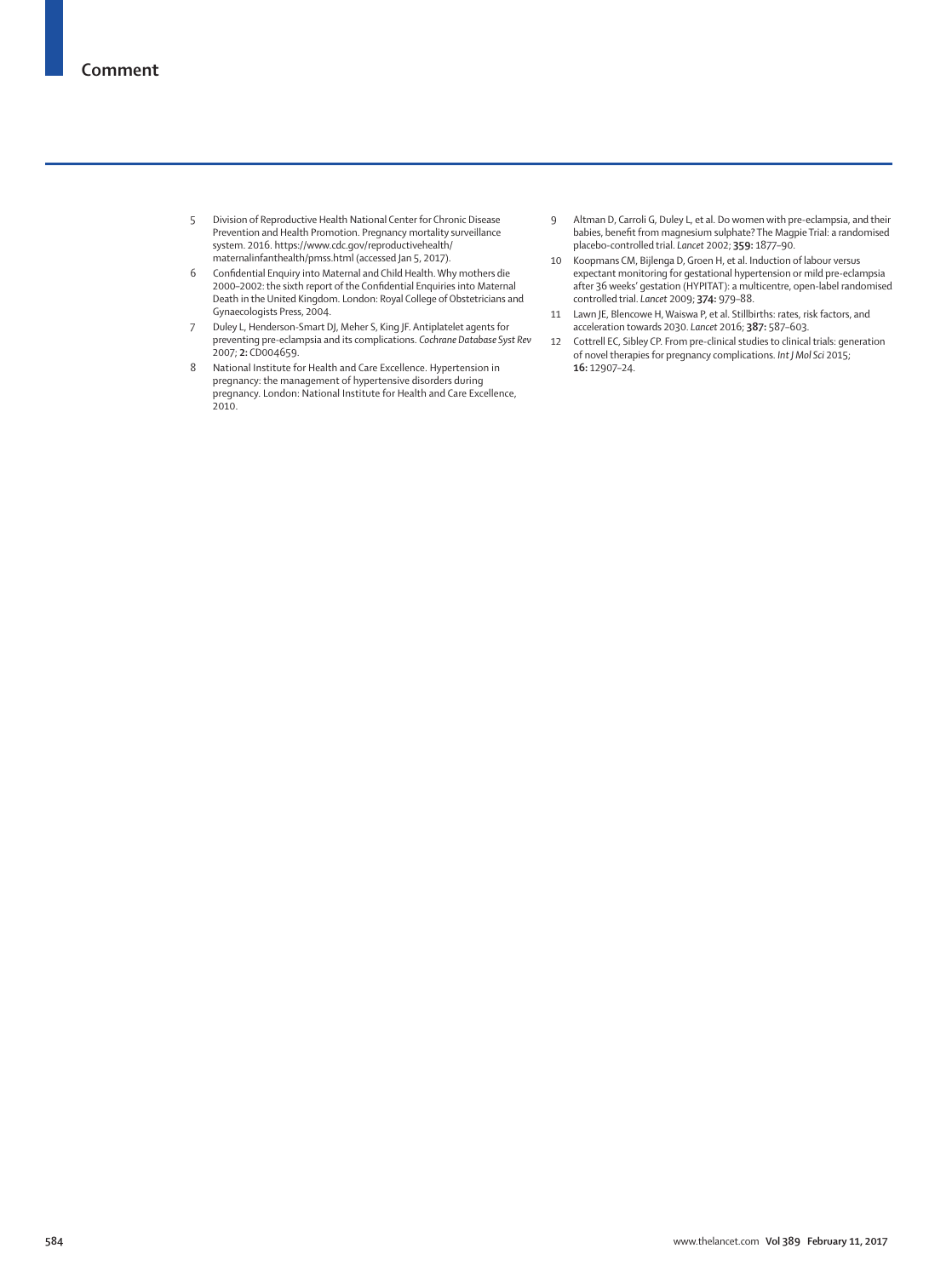5 Division of Reproductive Health National Center for Chronic Disease Prevention and Health Promotion. Pregnancy mortality surveillance system. 2016. https://www.cdc.gov/reproductivehealth/maternalinfanthealth/pmss.html (accessed Jan 5, 2017).

6 Confidential Enquiry into Maternal and Child Health. Why mothers die 2000–2002: the sixth report of the Confidential Enquiries into Maternal Death in the United Kingdom. London: Royal College of Obstetricians and Gynaecologists Press, 2004.

7 Duley L, Henderson-Smart DJ, Meher S, King JF. Antiplatelet agents for preventing pre-eclampsia and its complications. *Cochrane Database Syst Rev* 2007; **2:** CD004659.

8 National Institute for Health and Care Excellence. Hypertension in pregnancy: the management of hypertensive disorders during pregnancy. London: National Institute for Health and Care Excellence, 2010.

9 Altman D, Carroli G, Duley L, et al. Do women with pre-eclampsia, and their babies, benefit from magnesium sulphate? The Magpie Trial: a randomised placebo-controlled trial. *Lancet* 2002; **359:** 1877–90.

10 Koopmans CM, Bijlenga D, Groen H, et al. Induction of labour versus expectant monitoring for gestational hypertension or mild pre-eclampsia after 36 weeks' gestation (HYPITAT): a multicentre, open-label randomised controlled trial. *Lancet* 2009; **374:** 979–88.

11 Lawn JE, Blencowe H, Waiswa P, et al. Stillbirths: rates, risk factors, and acceleration towards 2030. *Lancet* 2016; **387:** 587–603.

12 Cottrell EC, Sibley CP. From pre-clinical studies to clinical trials: generation of novel therapies for pregnancy complications. *Int J Mol Sci* 2015; **16:** 12907–24.